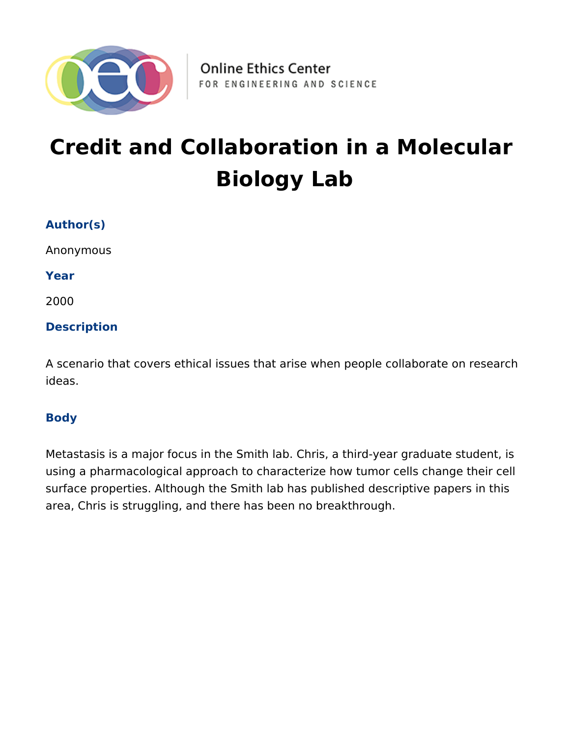# Credit and Collaboration in a Molecular Biology Lab

### Author(s)

Anonymous

### Year

2000

### Description

A scenario that covers ethical issues that arise when people collaborate on research ideas.

### Body

Metastasis is a major focus in the Smith lab. Chris, a third-year graduate student, is using a pharmacological approach to characterize how tumor cells change their cell surface properties. Although the Smith lab has published descriptive papers in this area, Chris is struggling, and there has been no breakthrough.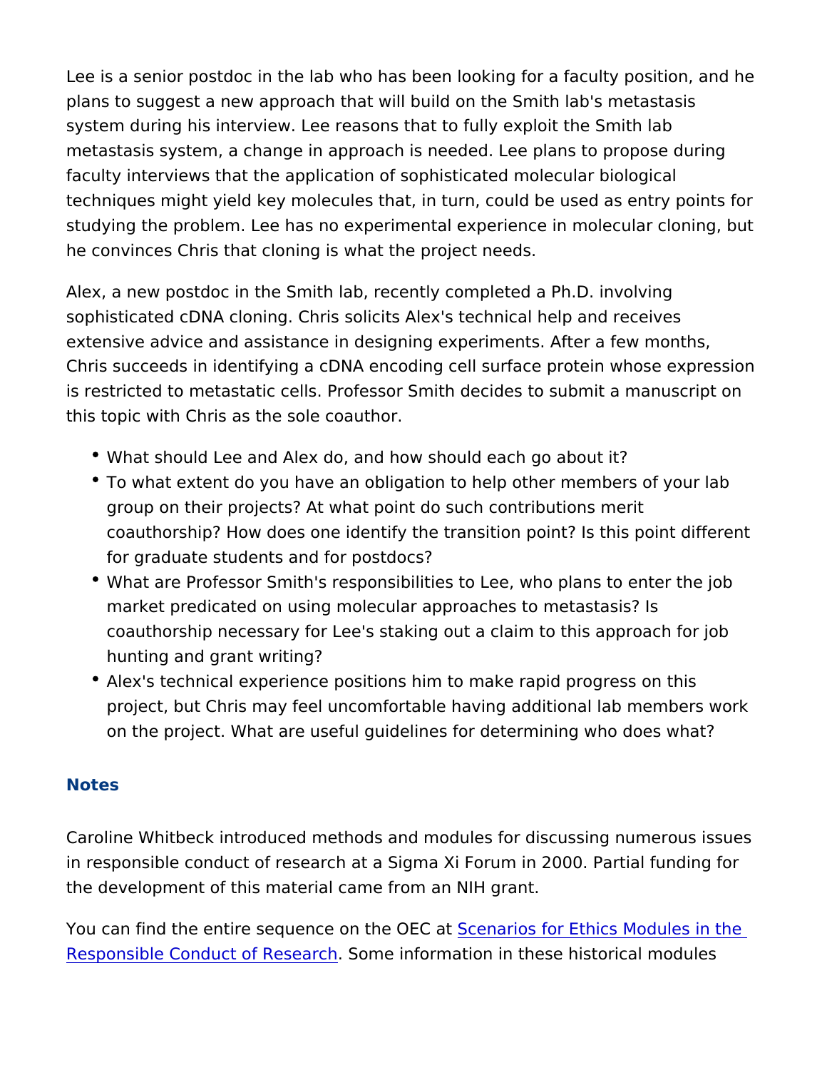Lee is a senior postdoc in the lab who has been looking for a faculty position, and he plans to suggest a new approach that will build on the Smith lab's metastasis system during his interview. Lee reasons that to fully exploit the Smith lab metastasis system, a change in approach is needed. Lee plans to propose during faculty interviews that the application of sophisticated molecular biological techniques might yield key molecules that, in turn, could be used as entry points for studying the problem. Lee has no experimental experience in molecular cloning, but he convinces Chris that cloning is what the project needs.

Alex, a new postdoc in the Smith lab, recently completed a Ph.D. involving sophisticated cDNA cloning. Chris solicits Alex's technical help and receives extensive advice and assistance in designing experiments. After a few months, Chris succeeds in identifying a cDNA encoding cell surface protein whose expression is restricted to metastatic cells. Professor Smith decides to submit a manuscript on this topic with Chris as the sole coauthor.

- What should Lee and Alex do, and how should each go about it?
- To what extent do you have an obligation to help other members of your lab group on their projects? At what point do such contributions merit coauthorship? How does one identify the transition point? Is this point different for graduate students and for postdocs?
- What are Professor Smith's responsibilities to Lee, who plans to enter the job market predicated on using molecular approaches to metastasis? Is coauthorship necessary for Lee's staking out a claim to this approach for job hunting and grant writing?
- Alex's technical experience positions him to make rapid progress on this project, but Chris may feel uncomfortable having additional lab members work on the project. What are useful guidelines for determining who does what?

## Notes

Caroline Whitbeck introduced methods and modules for discussing numerous issues in responsible conduct of research at a Sigma Xi Forum in 2000. Partial funding for the development of this material came from an NIH grant.

You can find the entire sequence on the OEC at Scenarios for Ethics Modules in the Responsible Conduct of Research. Some information in these historical modules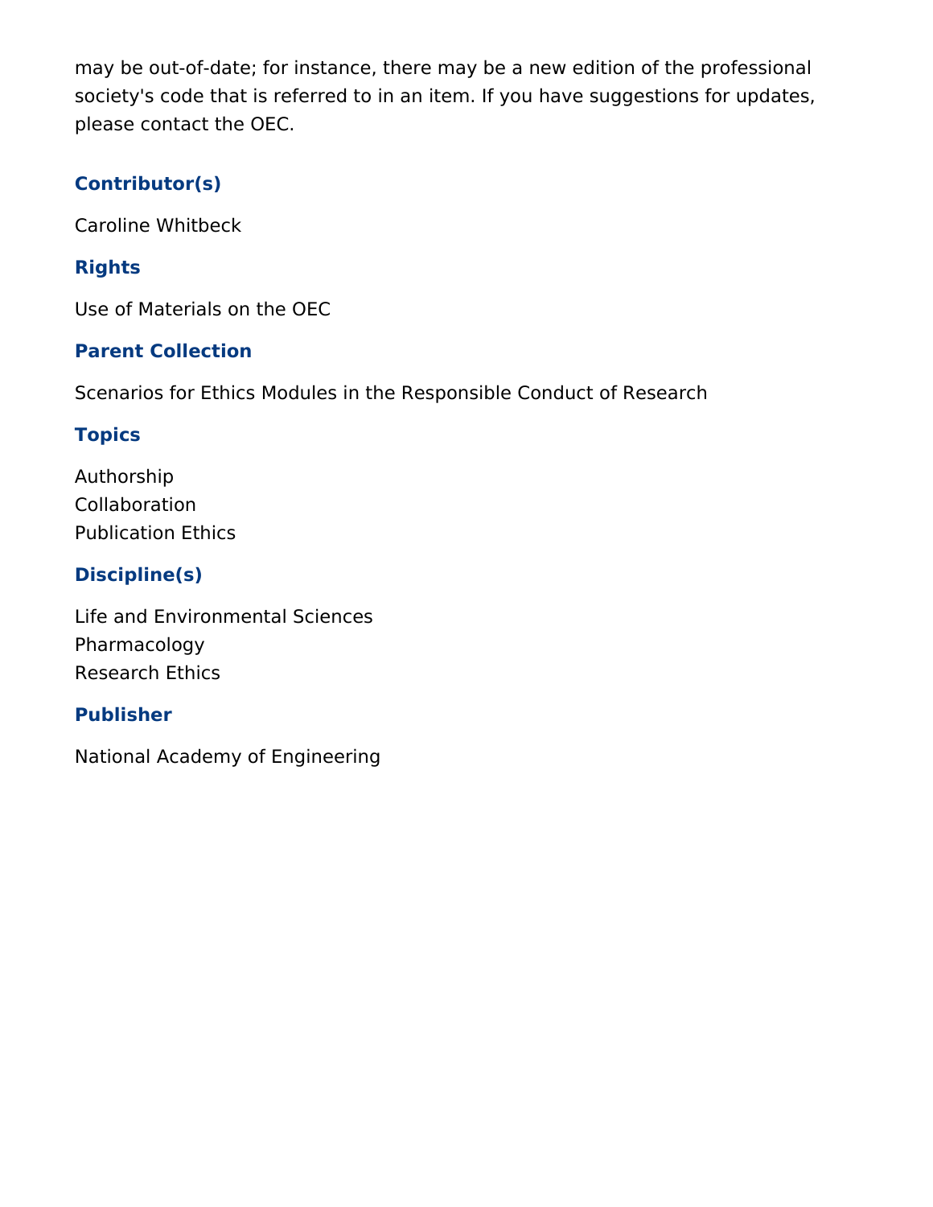may be out-of-date; for instance, there may be a new edition of the professional society's code that is referred to in an item. If you have suggestions for updates, please contact the OEC.

### Contributor(s)

Caroline Whitbeck

### Rights

Use of Materials on the OEC

### Parent Collection

Scenarios for Ethics Modules in the Responsible Conduct of Research

### Topics

Authorship
Collaboration
Publication Ethics

### Discipline(s)

Life and Environmental Sciences
Pharmacology
Research Ethics

### Publisher

National Academy of Engineering